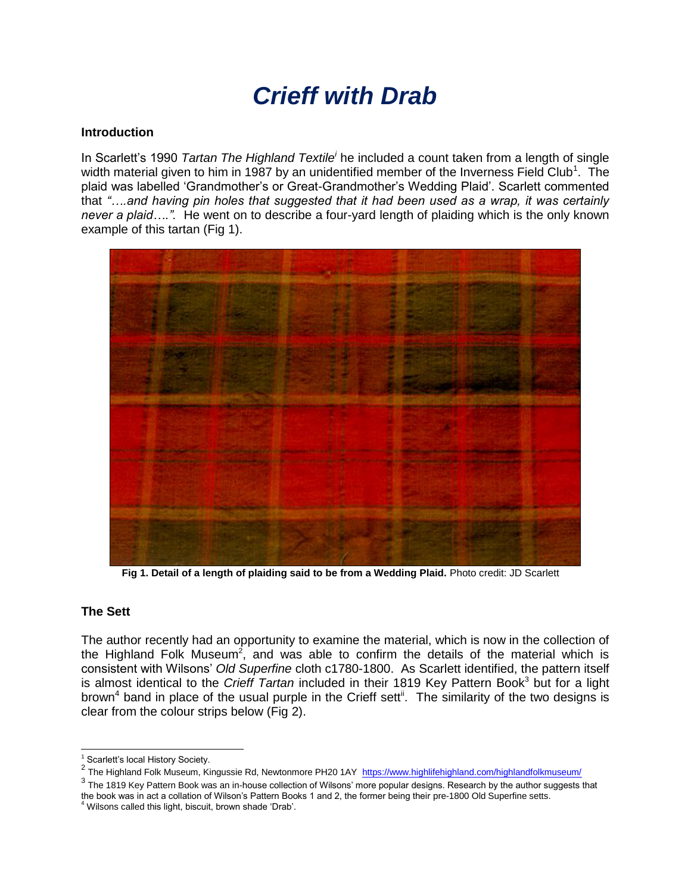# *Crieff with Drab*

## Introduction

In Scarlett's 1990 *Tartan The Highland Textile*[i] he included a count taken from a length of single width material given to him in 1987 by an unidentified member of the Inverness Field Club[1]. The plaid was labelled 'Grandmother's or Great-Grandmother's Wedding Plaid'. Scarlett commented that *"….and having pin holes that suggested that it had been used as a wrap, it was certainly never a plaid….".* He went on to describe a four-yard length of plaiding which is the only known example of this tartan (Fig 1).

**Fig 1. Detail of a length of plaiding said to be from a Wedding Plaid.** Photo credit: JD Scarlett

## The Sett

The author recently had an opportunity to examine the material, which is now in the collection of the Highland Folk Museum[2], and was able to confirm the details of the material which is consistent with Wilsons' *Old Superfine* cloth c1780-1800. As Scarlett identified, the pattern itself is almost identical to the *Crieff Tartan* included in their 1819 Key Pattern Book[3] but for a light brown[4] band in place of the usual purple in the Crieff sett[ii]. The similarity of the two designs is clear from the colour strips below (Fig 2).

---

[1] Scarlett's local History Society.

[2] The Highland Folk Museum, Kingussie Rd, Newtonmore PH20 1AY https://www.highlifehighland.com/highlandfolkmuseum/

[3] The 1819 Key Pattern Book was an in-house collection of Wilsons' more popular designs. Research by the author suggests that the book was in act a collation of Wilson's Pattern Books 1 and 2, the former being their pre-1800 Old Superfine setts.

[4] Wilsons called this light, biscuit, brown shade 'Drab'.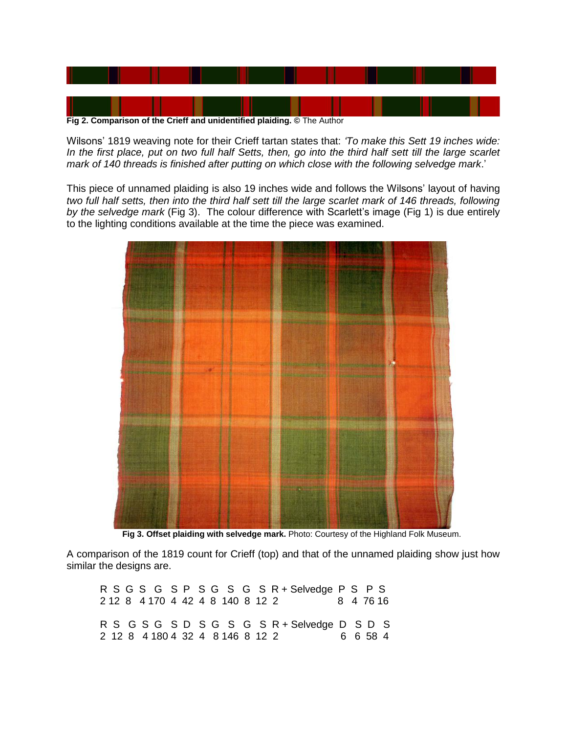**Fig 2. Comparison of the Crieff and unidentified plaiding.** © The Author

Wilsons' 1819 weaving note for their Crieff tartan states that: *'To make this Sett 19 inches wide: In the first place, put on two full half Setts, then, go into the third half sett till the large scarlet mark of 140 threads is finished after putting on which close with the following selvedge mark*.'

This piece of unnamed plaiding is also 19 inches wide and follows the Wilsons' layout of having *two full half setts, then into the third half sett till the large scarlet mark of 146 threads, following by the selvedge mark* (Fig 3). The colour difference with Scarlett's image (Fig 1) is due entirely to the lighting conditions available at the time the piece was examined.

**Fig 3. Offset plaiding with selvedge mark.** Photo: Courtesy of the Highland Folk Museum.

A comparison of the 1819 count for Crieff (top) and that of the unnamed plaiding show just how similar the designs are.

| R | S | G | S | G | S | P | S | G | S | G | S | R | + Selvedge | P | S | P | S |
|---|---|---|---|---|---|---|---|---|---|---|---|---|---|---|---|---|---|
| 2 | 12 | 8 | 4 | 170 | 4 | 42 | 4 | 8 | 140 | 8 | 12 | 2 | | 8 | 4 | 76 | 16 |

| R | S | G | S | G | S | D | S | G | S | G | S | R | + Selvedge | D | S | D | S |
|---|---|---|---|---|---|---|---|---|---|---|---|---|---|---|---|---|---|
| 2 | 12 | 8 | 4 | 180 | 4 | 32 | 4 | 8 | 146 | 8 | 12 | 2 | | 6 | 6 | 58 | 4 |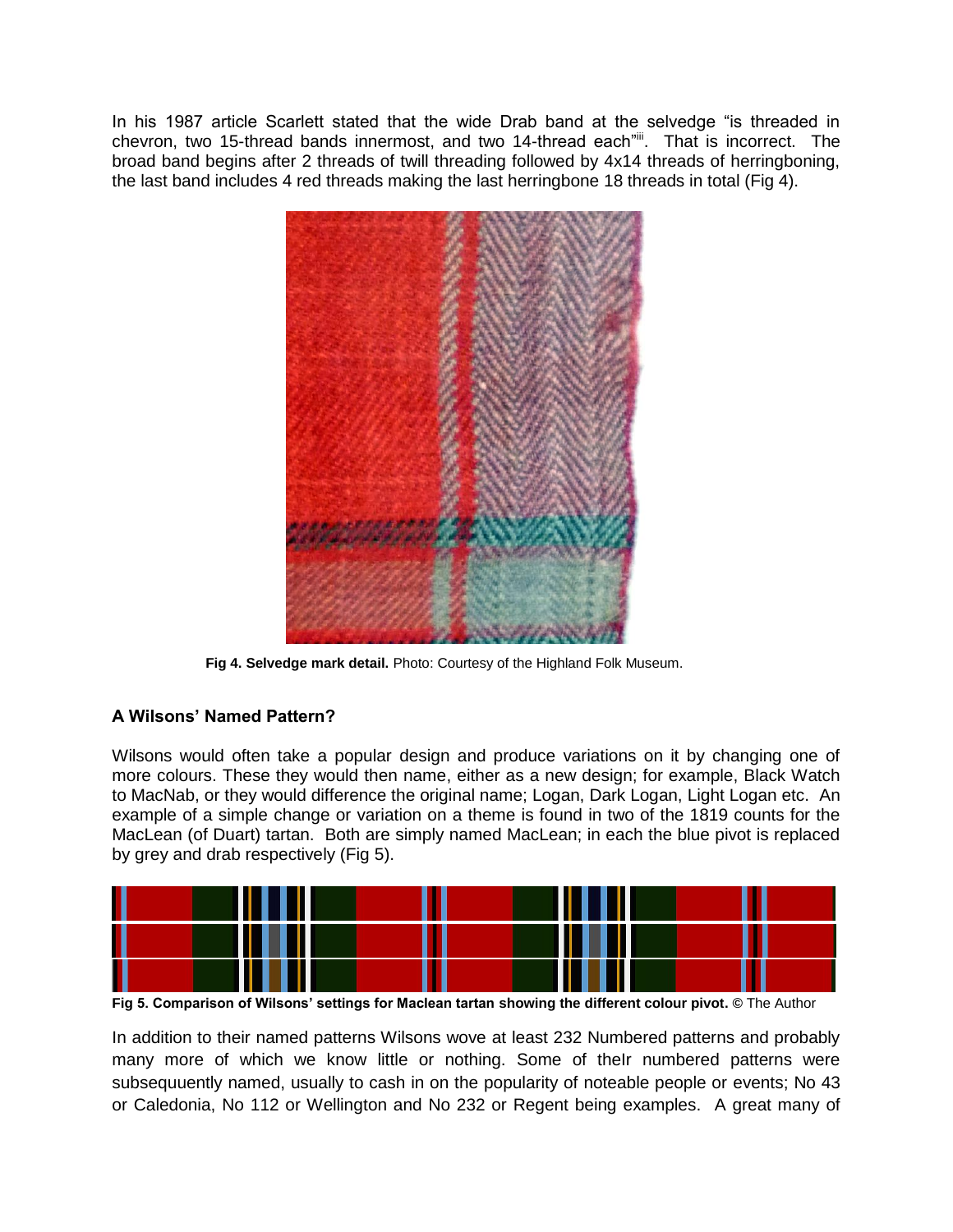In his 1987 article Scarlett stated that the wide Drab band at the selvedge "is threaded in chevron, two 15-thread bands innermost, and two 14-thread each"[iii]. That is incorrect. The broad band begins after 2 threads of twill threading followed by 4x14 threads of herringboning, the last band includes 4 red threads making the last herringbone 18 threads in total (Fig 4).

**Fig 4. Selvedge mark detail.** Photo: Courtesy of the Highland Folk Museum.

### A Wilsons' Named Pattern?

Wilsons would often take a popular design and produce variations on it by changing one of more colours. These they would then name, either as a new design; for example, Black Watch to MacNab, or they would difference the original name; Logan, Dark Logan, Light Logan etc. An example of a simple change or variation on a theme is found in two of the 1819 counts for the MacLean (of Duart) tartan. Both are simply named MacLean; in each the blue pivot is replaced by grey and drab respectively (Fig 5).

**Fig 5. Comparison of Wilsons' settings for Maclean tartan showing the different colour pivot.** © The Author

In addition to their named patterns Wilsons wove at least 232 Numbered patterns and probably many more of which we know little or nothing. Some of theIr numbered patterns were subsequuently named, usually to cash in on the popularity of noteable people or events; No 43 or Caledonia, No 112 or Wellington and No 232 or Regent being examples. A great many of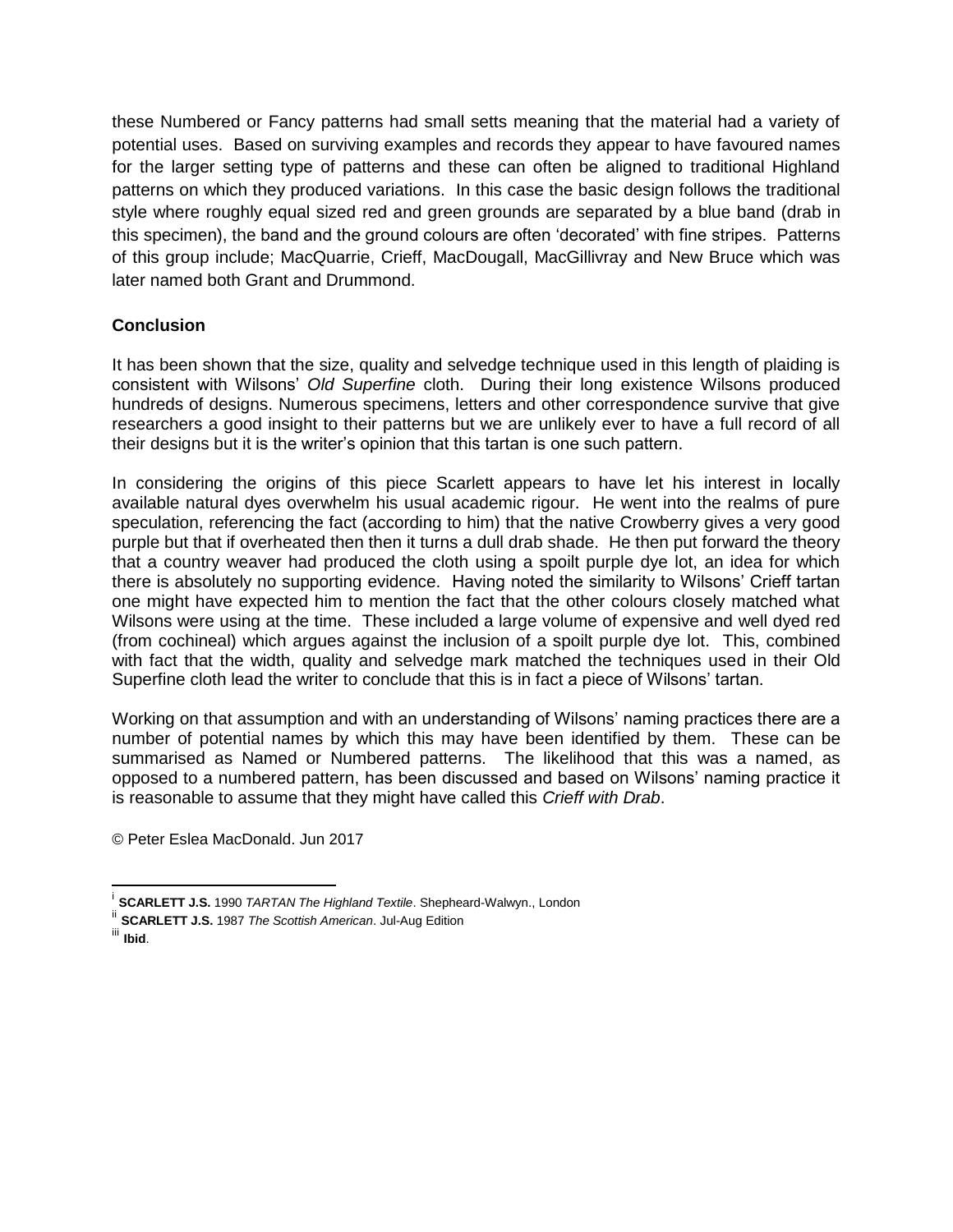these Numbered or Fancy patterns had small setts meaning that the material had a variety of potential uses. Based on surviving examples and records they appear to have favoured names for the larger setting type of patterns and these can often be aligned to traditional Highland patterns on which they produced variations. In this case the basic design follows the traditional style where roughly equal sized red and green grounds are separated by a blue band (drab in this specimen), the band and the ground colours are often 'decorated' with fine stripes. Patterns of this group include; MacQuarrie, Crieff, MacDougall, MacGillivray and New Bruce which was later named both Grant and Drummond.

## Conclusion

It has been shown that the size, quality and selvedge technique used in this length of plaiding is consistent with Wilsons' *Old Superfine* cloth. During their long existence Wilsons produced hundreds of designs. Numerous specimens, letters and other correspondence survive that give researchers a good insight to their patterns but we are unlikely ever to have a full record of all their designs but it is the writer's opinion that this tartan is one such pattern.

In considering the origins of this piece Scarlett appears to have let his interest in locally available natural dyes overwhelm his usual academic rigour. He went into the realms of pure speculation, referencing the fact (according to him) that the native Crowberry gives a very good purple but that if overheated then then it turns a dull drab shade. He then put forward the theory that a country weaver had produced the cloth using a spoilt purple dye lot, an idea for which there is absolutely no supporting evidence. Having noted the similarity to Wilsons' Crieff tartan one might have expected him to mention the fact that the other colours closely matched what Wilsons were using at the time. These included a large volume of expensive and well dyed red (from cochineal) which argues against the inclusion of a spoilt purple dye lot. This, combined with fact that the width, quality and selvedge mark matched the techniques used in their Old Superfine cloth lead the writer to conclude that this is in fact a piece of Wilsons' tartan.

Working on that assumption and with an understanding of Wilsons' naming practices there are a number of potential names by which this may have been identified by them. These can be summarised as Named or Numbered patterns. The likelihood that this was a named, as opposed to a numbered pattern, has been discussed and based on Wilsons' naming practice it is reasonable to assume that they might have called this *Crieff with Drab*.

© Peter Eslea MacDonald. Jun 2017

---

[i] **SCARLETT J.S.** 1990 *TARTAN The Highland Textile*. Shepheard-Walwyn., London

[ii] **SCARLETT J.S.** 1987 *The Scottish American*. Jul-Aug Edition

[iii] **Ibid**.